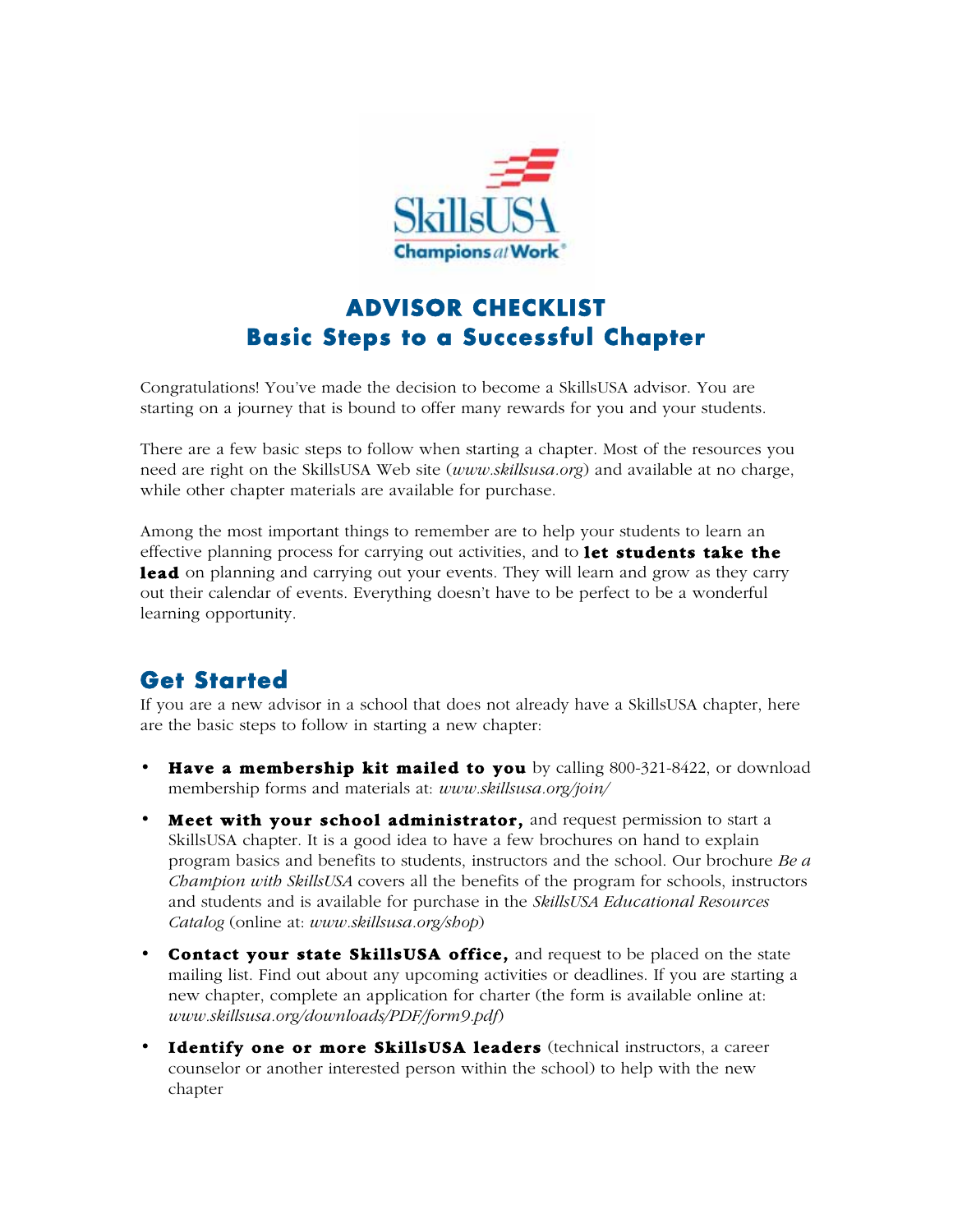# ADVISOR CHECKLIST
## Basic Steps to a Successful Chapter

Congratulations! You've made the decision to become a SkillsUSA advisor. You are starting on a journey that is bound to offer many rewards for you and your students.

There are a few basic steps to follow when starting a chapter. Most of the resources you need are right on the SkillsUSA Web site (*www.skillsusa.org*) and available at no charge, while other chapter materials are available for purchase.

Among the most important things to remember are to help your students to learn an effective planning process for carrying out activities, and to **let students take the lead** on planning and carrying out your events. They will learn and grow as they carry out their calendar of events. Everything doesn't have to be perfect to be a wonderful learning opportunity.

## Get Started

If you are a new advisor in a school that does not already have a SkillsUSA chapter, here are the basic steps to follow in starting a new chapter:

- **Have a membership kit mailed to you** by calling 800-321-8422, or download membership forms and materials at: *www.skillsusa.org/join/*
- **Meet with your school administrator,** and request permission to start a SkillsUSA chapter. It is a good idea to have a few brochures on hand to explain program basics and benefits to students, instructors and the school. Our brochure *Be a Champion with SkillsUSA* covers all the benefits of the program for schools, instructors and students and is available for purchase in the *SkillsUSA Educational Resources Catalog* (online at: *www.skillsusa.org/shop*)
- **Contact your state SkillsUSA office,** and request to be placed on the state mailing list. Find out about any upcoming activities or deadlines. If you are starting a new chapter, complete an application for charter (the form is available online at: *www.skillsusa.org/downloads/PDF/form9.pdf*)
- **Identify one or more SkillsUSA leaders** (technical instructors, a career counselor or another interested person within the school) to help with the new chapter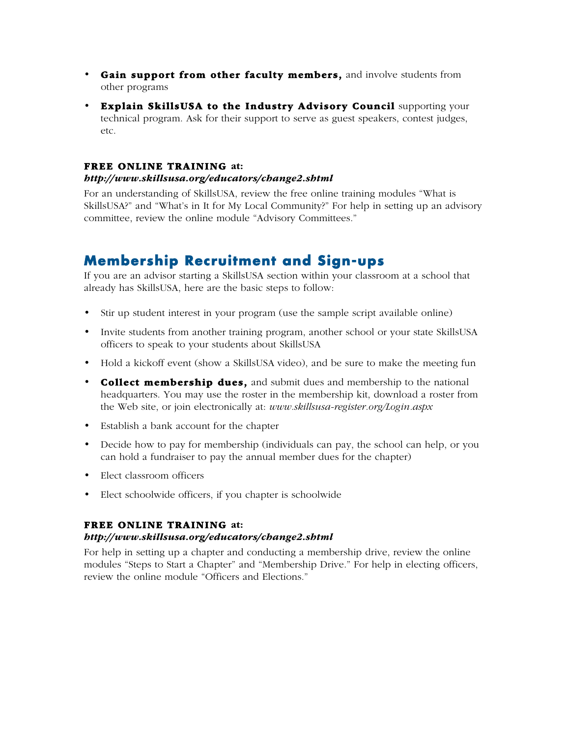- **Gain support from other faculty members,** and involve students from other programs
- **Explain SkillsUSA to the Industry Advisory Council** supporting your technical program. Ask for their support to serve as guest speakers, contest judges, etc.

**FREE ONLINE TRAINING at:**
***http://www.skillsusa.org/educators/change2.shtml***

For an understanding of SkillsUSA, review the free online training modules "What is SkillsUSA?" and "What's in It for My Local Community?" For help in setting up an advisory committee, review the online module "Advisory Committees."

## Membership Recruitment and Sign-ups

If you are an advisor starting a SkillsUSA section within your classroom at a school that already has SkillsUSA, here are the basic steps to follow:

- Stir up student interest in your program (use the sample script available online)
- Invite students from another training program, another school or your state SkillsUSA officers to speak to your students about SkillsUSA
- Hold a kickoff event (show a SkillsUSA video), and be sure to make the meeting fun
- **Collect membership dues,** and submit dues and membership to the national headquarters. You may use the roster in the membership kit, download a roster from the Web site, or join electronically at: *www.skillsusa-register.org/Login.aspx*
- Establish a bank account for the chapter
- Decide how to pay for membership (individuals can pay, the school can help, or you can hold a fundraiser to pay the annual member dues for the chapter)
- Elect classroom officers
- Elect schoolwide officers, if you chapter is schoolwide

**FREE ONLINE TRAINING at:**
***http://www.skillsusa.org/educators/change2.shtml***

For help in setting up a chapter and conducting a membership drive, review the online modules "Steps to Start a Chapter" and "Membership Drive." For help in electing officers, review the online module "Officers and Elections."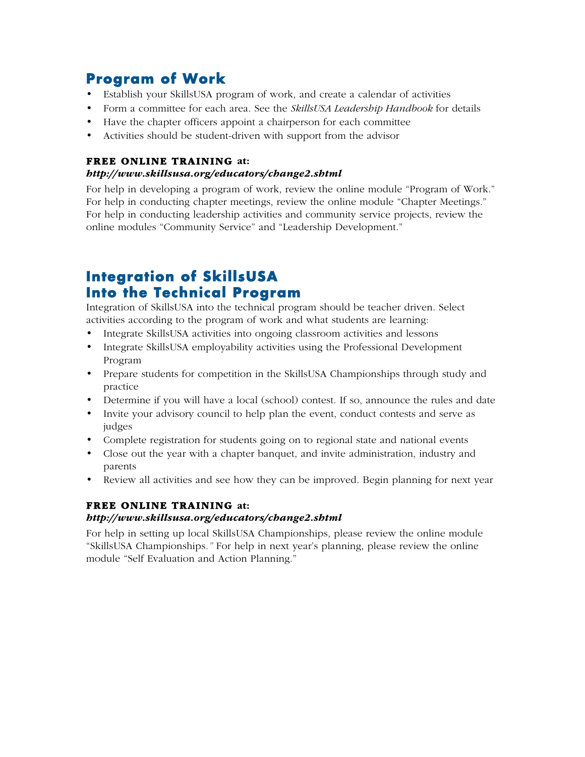## Program of Work

- Establish your SkillsUSA program of work, and create a calendar of activities
- Form a committee for each area. See the *SkillsUSA Leadership Handbook* for details
- Have the chapter officers appoint a chairperson for each committee
- Activities should be student-driven with support from the advisor

**FREE ONLINE TRAINING at:**
***http://www.skillsusa.org/educators/change2.shtml***

For help in developing a program of work, review the online module "Program of Work." For help in conducting chapter meetings, review the online module "Chapter Meetings." For help in conducting leadership activities and community service projects, review the online modules "Community Service" and "Leadership Development."

## Integration of SkillsUSA Into the Technical Program

Integration of SkillsUSA into the technical program should be teacher driven. Select activities according to the program of work and what students are learning:

- Integrate SkillsUSA activities into ongoing classroom activities and lessons
- Integrate SkillsUSA employability activities using the Professional Development Program
- Prepare students for competition in the SkillsUSA Championships through study and practice
- Determine if you will have a local (school) contest. If so, announce the rules and date
- Invite your advisory council to help plan the event, conduct contests and serve as judges
- Complete registration for students going on to regional state and national events
- Close out the year with a chapter banquet, and invite administration, industry and parents
- Review all activities and see how they can be improved. Begin planning for next year

**FREE ONLINE TRAINING at:**
***http://www.skillsusa.org/educators/change2.shtml***

For help in setting up local SkillsUSA Championships, please review the online module "SkillsUSA Championships." For help in next year's planning, please review the online module "Self Evaluation and Action Planning."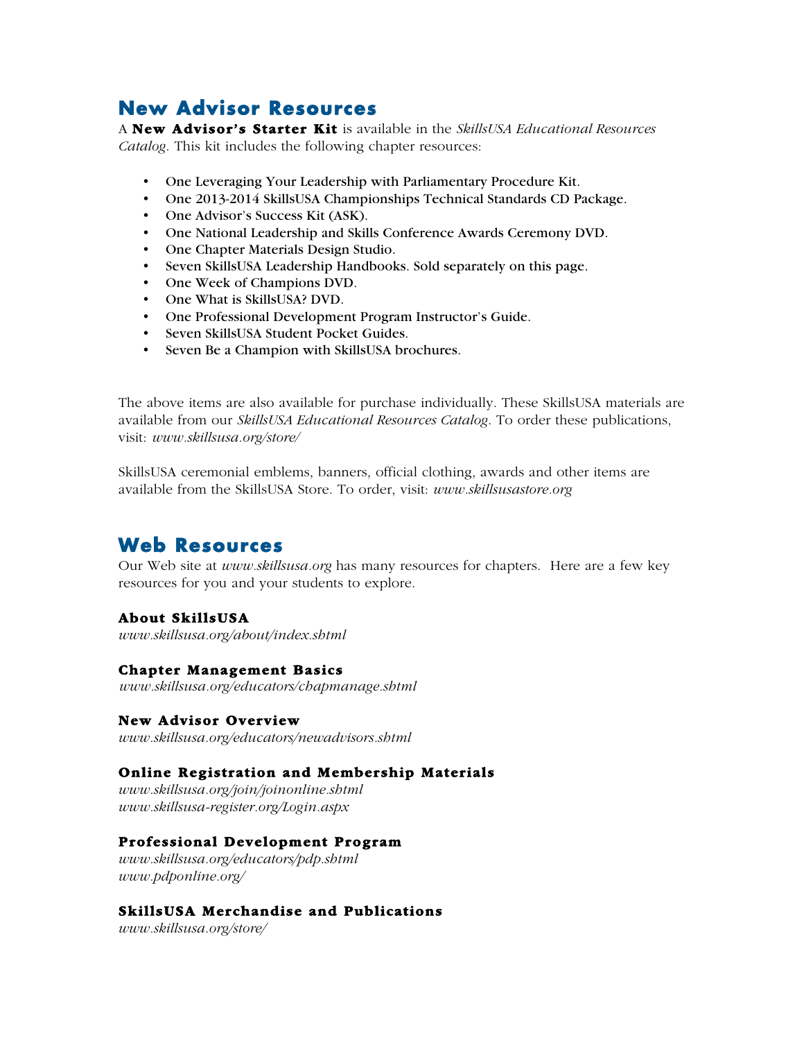## New Advisor Resources

A **New Advisor's Starter Kit** is available in the *SkillsUSA Educational Resources Catalog*. This kit includes the following chapter resources:

- One Leveraging Your Leadership with Parliamentary Procedure Kit.
- One 2013-2014 SkillsUSA Championships Technical Standards CD Package.
- One Advisor's Success Kit (ASK).
- One National Leadership and Skills Conference Awards Ceremony DVD.
- One Chapter Materials Design Studio.
- Seven SkillsUSA Leadership Handbooks. Sold separately on this page.
- One Week of Champions DVD.
- One What is SkillsUSA? DVD.
- One Professional Development Program Instructor's Guide.
- Seven SkillsUSA Student Pocket Guides.
- Seven Be a Champion with SkillsUSA brochures.

The above items are also available for purchase individually. These SkillsUSA materials are available from our *SkillsUSA Educational Resources Catalog*. To order these publications, visit: *www.skillsusa.org/store/*

SkillsUSA ceremonial emblems, banners, official clothing, awards and other items are available from the SkillsUSA Store. To order, visit: *www.skillsusastore.org*

## Web Resources

Our Web site at *www.skillsusa.org* has many resources for chapters. Here are a few key resources for you and your students to explore.

**About SkillsUSA**
*www.skillsusa.org/about/index.shtml*

**Chapter Management Basics**
*www.skillsusa.org/educators/chapmanage.shtml*

**New Advisor Overview**
*www.skillsusa.org/educators/newadvisors.shtml*

**Online Registration and Membership Materials**
*www.skillsusa.org/join/joinonline.shtml*
*www.skillsusa-register.org/Login.aspx*

**Professional Development Program**
*www.skillsusa.org/educators/pdp.shtml*
*www.pdponline.org/*

**SkillsUSA Merchandise and Publications**
*www.skillsusa.org/store/*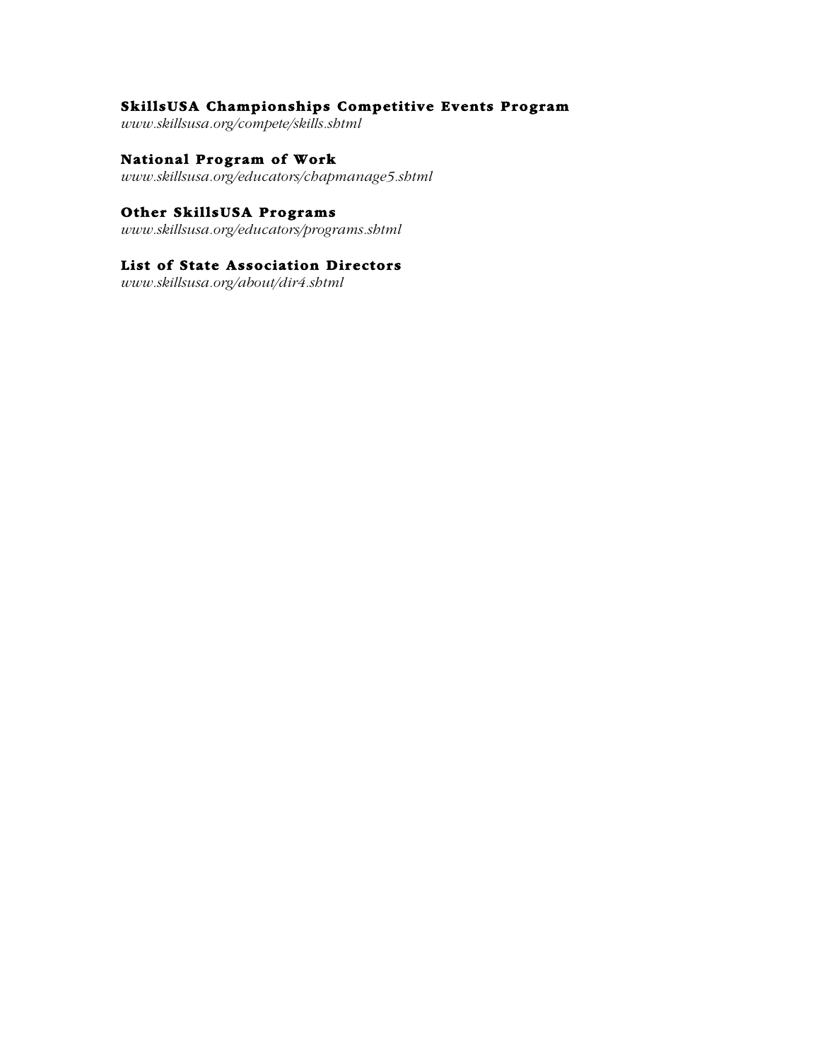**SkillsUSA Championships Competitive Events Program**
*www.skillsusa.org/compete/skills.shtml*

**National Program of Work**
*www.skillsusa.org/educators/chapmanage5.shtml*

**Other SkillsUSA Programs**
*www.skillsusa.org/educators/programs.shtml*

**List of State Association Directors**
*www.skillsusa.org/about/dir4.shtml*